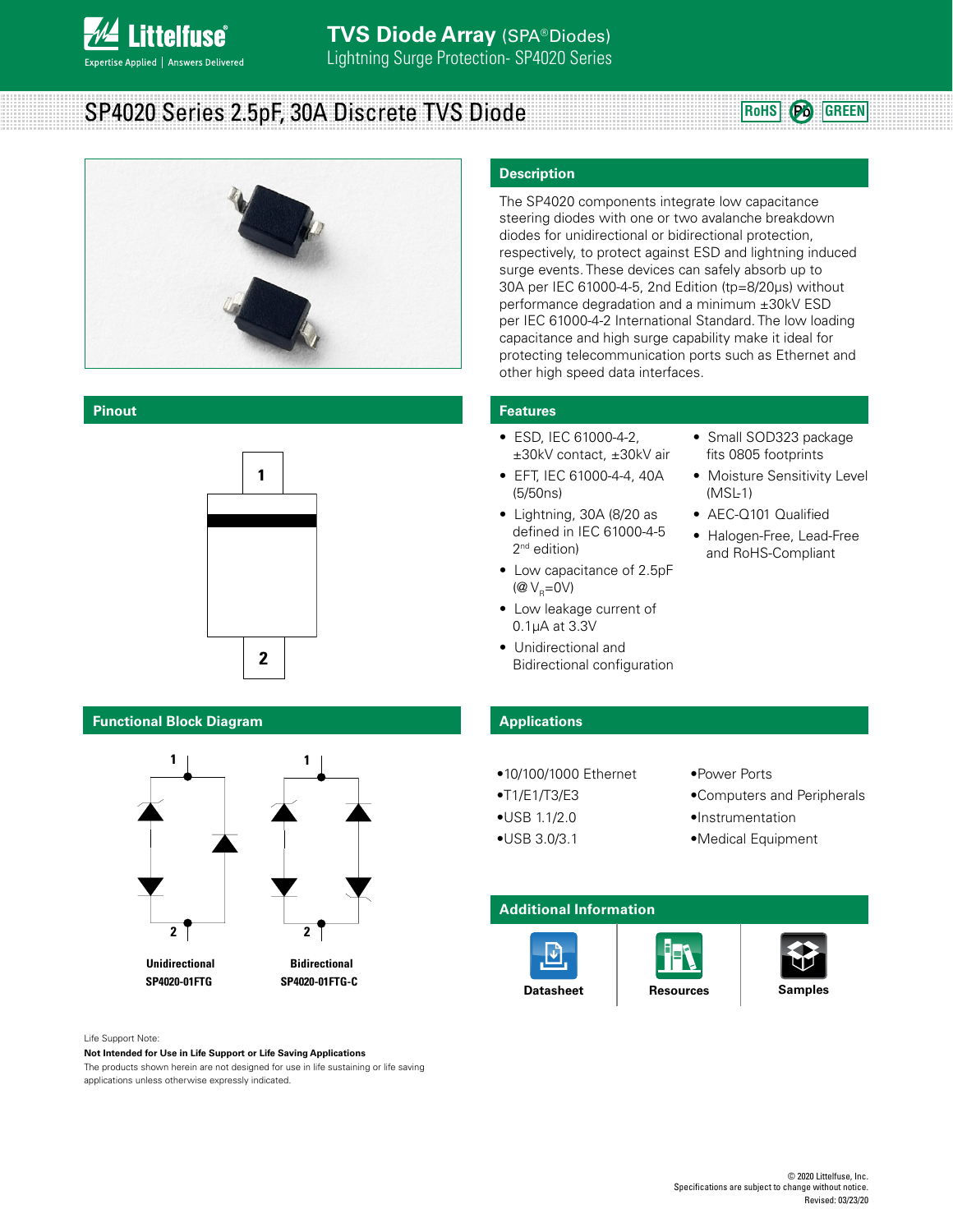# TVS Diode Array (SPA® Diodes)

Lightning Surge Protection- SP4020 Series

## SP4020 Series 2.5pF, 30A Discrete TVS Diode

RoHS | Pb | GREEN

## Description

The SP4020 components integrate low capacitance steering diodes with one or two avalanche breakdown diodes for unidirectional or bidirectional protection, respectively, to protect against ESD and lightning induced surge events. These devices can safely absorb up to 30A per IEC 61000-4-5, 2nd Edition (tp=8/20μs) without performance degradation and a minimum ±30kV ESD per IEC 61000-4-2 International Standard. The low loading capacitance and high surge capability make it ideal for protecting telecommunication ports such as Ethernet and other high speed data interfaces.

## Pinout

1

2

## Features

- ESD, IEC 61000-4-2, ±30kV contact, ±30kV air
- EFT, IEC 61000-4-4, 40A (5/50ns)
- Lightning, 30A (8/20 as defined in IEC 61000-4-5 2nd edition)
- Low capacitance of 2.5pF (@ $V_R$=0V)
- Low leakage current of 0.1μA at 3.3V
- Unidirectional and Bidirectional configuration
- Small SOD323 package fits 0805 footprints
- Moisture Sensitivity Level (MSL-1)
- AEC-Q101 Qualified
- Halogen-Free, Lead-Free and RoHS-Compliant

## Functional Block Diagram

**Unidirectional**
**SP4020-01FTG**

**Bidirectional**
**SP4020-01FTG-C**

## Applications

- 10/100/1000 Ethernet
- T1/E1/T3/E3
- USB 1.1/2.0
- USB 3.0/3.1
- Power Ports
- Computers and Peripherals
- Instrumentation
- Medical Equipment

## Additional Information

**Datasheet** | **Resources** | **Samples**

Life Support Note:

**Not Intended for Use in Life Support or Life Saving Applications**

The products shown herein are not designed for use in life sustaining or life saving applications unless otherwise expressly indicated.

© 2020 Littelfuse, Inc.
Specifications are subject to change without notice.
Revised: 03/23/20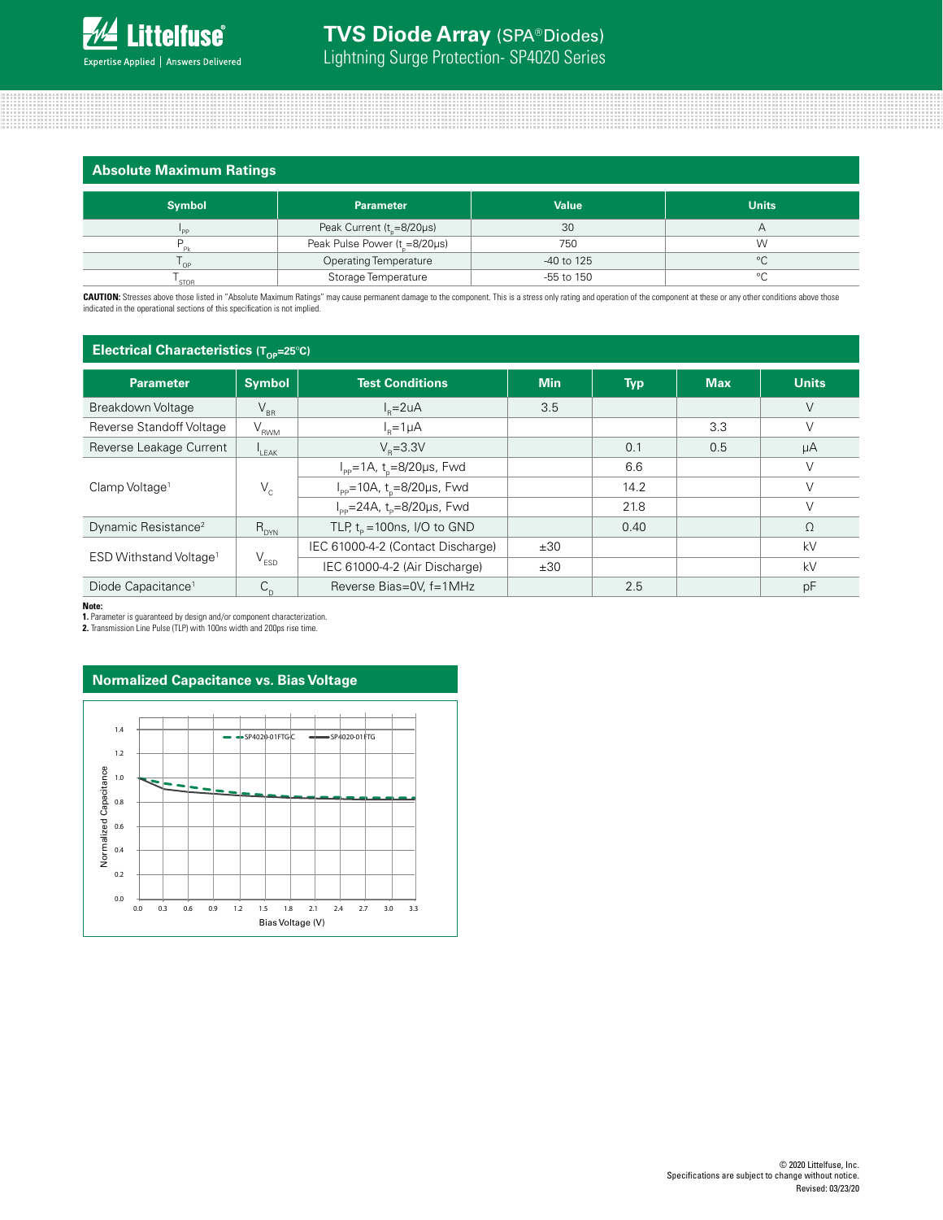## Absolute Maximum Ratings

| Symbol | Parameter | Value | Units |
|---|---|---|---|
| $I_{PP}$ | Peak Current ($t_p$=8/20μs) | 30 | A |
| $P_{Pk}$ | Peak Pulse Power ($t_p$=8/20μs) | 750 | W |
| $T_{OP}$ | Operating Temperature | -40 to 125 | °C |
| $T_{STOR}$ | Storage Temperature | -55 to 150 | °C |

**CAUTION:** Stresses above those listed in "Absolute Maximum Ratings" may cause permanent damage to the component. This is a stress only rating and operation of the component at these or any other conditions above those indicated in the operational sections of this specification is not implied.

## Electrical Characteristics ($T_{OP}$=25°C)

| Parameter | Symbol | Test Conditions | Min | Typ | Max | Units |
|---|---|---|---|---|---|---|
| Breakdown Voltage | $V_{BR}$ | $I_R$=2uA | 3.5 | | | V |
| Reverse Standoff Voltage | $V_{RWM}$ | $I_R$=1μA | | | 3.3 | V |
| Reverse Leakage Current | $I_{LEAK}$ | $V_R$=3.3V | | 0.1 | 0.5 | μA |
| Clamp Voltage[1] | $V_C$ | $I_{PP}$=1A, $t_p$=8/20μs, Fwd | | 6.6 | | V |
| | | $I_{PP}$=10A, $t_p$=8/20μs, Fwd | | 14.2 | | V |
| | | $I_{PP}$=24A, $t_p$=8/20μs, Fwd | | 21.8 | | V |
| Dynamic Resistance[2] | $R_{DYN}$ | TLP, $t_p$=100ns, I/O to GND | | 0.40 | | Ω |
| ESD Withstand Voltage[1] | $V_{ESD}$ | IEC 61000-4-2 (Contact Discharge) | ±30 | | | kV |
| | | IEC 61000-4-2 (Air Discharge) | ±30 | | | kV |
| Diode Capacitance[1] | $C_D$ | Reverse Bias=0V, f=1MHz | | 2.5 | | pF |

**Note:**
**1.** Parameter is guaranteed by design and/or component characterization.
**2.** Transmission Line Pulse (TLP) with 100ns width and 200ps rise time.

## Normalized Capacitance vs. Bias Voltage

© 2020 Littelfuse, Inc.
Specifications are subject to change without notice.
Revised: 03/23/20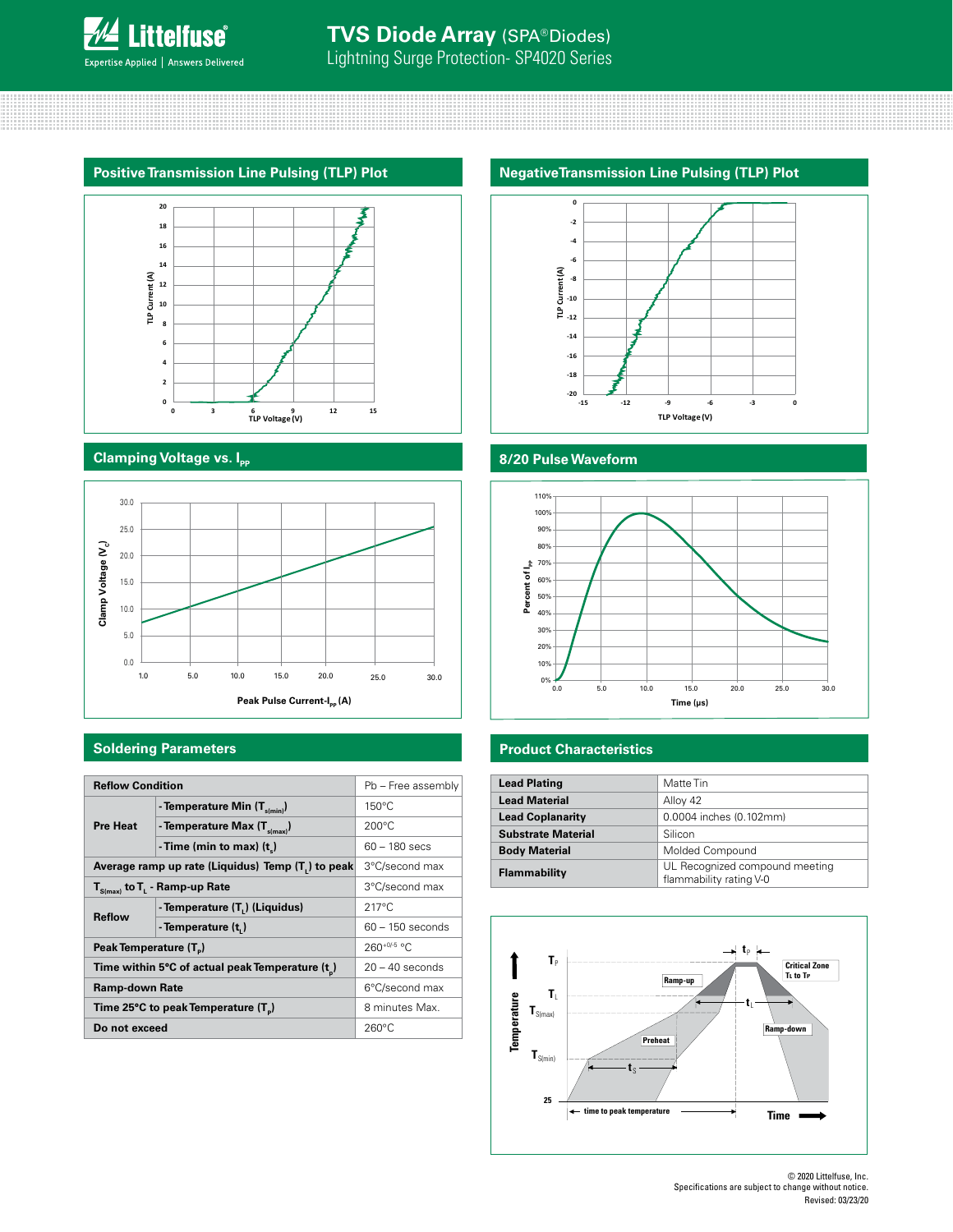# TVS Diode Array (SPA® Diodes)

Lightning Surge Protection- SP4020 Series

## Positive Transmission Line Pulsing (TLP) Plot

## Negative Transmission Line Pulsing (TLP) Plot

## Clamping Voltage vs. $I_{PP}$

## 8/20 Pulse Waveform

## Soldering Parameters

| Reflow Condition | | Pb – Free assembly |
|---|---|---|
| Pre Heat | - Temperature Min ($T_{s(min)}$) | 150°C |
| | - Temperature Max ($T_{s(max)}$) | 200°C |
| | - Time (min to max) ($t_s$) | 60 – 180 secs |
| Average ramp up rate (Liquidus) Temp ($T_L$) to peak | | 3°C/second max |
| $T_{S(max)}$ to $T_L$ - Ramp-up Rate | | 3°C/second max |
| Reflow | - Temperature ($T_L$) (Liquidus) | 217°C |
| | - Temperature ($t_L$) | 60 – 150 seconds |
| Peak Temperature ($T_P$) | | $260^{+0/-5}$ °C |
| Time within 5°C of actual peak Temperature ($t_p$) | | 20 – 40 seconds |
| Ramp-down Rate | | 6°C/second max |
| Time 25°C to peak Temperature ($T_P$) | | 8 minutes Max. |
| Do not exceed | | 260°C |

## Product Characteristics

| | |
|---|---|
| Lead Plating | Matte Tin |
| Lead Material | Alloy 42 |
| Lead Coplanarity | 0.0004 inches (0.102mm) |
| Substrate Material | Silicon |
| Body Material | Molded Compound |
| Flammability | UL Recognized compound meeting flammability rating V-0 |

© 2020 Littelfuse, Inc.
Specifications are subject to change without notice.
Revised: 03/23/20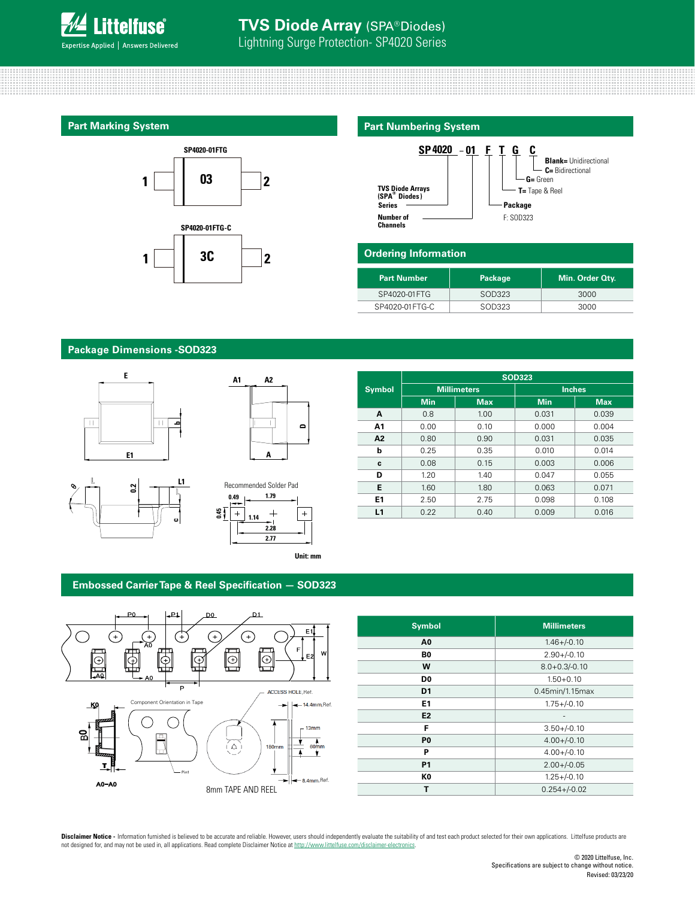## Part Marking System

SP4020-01FTG

1 03 2

SP4020-01FTG-C

1 3C 2

## Part Numbering System

SP4020 - 01 F T G C

- TVS Diode Arrays (SPA® Diodes) Series
- Number of Channels
- Package: F: SOD323
- T= Tape & Reel
- G= Green
- Blank= Unidirectional
- C= Bidirectional

## Ordering Information

| Part Number | Package | Min. Order Qty. |
|---|---|---|
| SP4020-01FTG | SOD323 | 3000 |
| SP4020-01FTG-C | SOD323 | 3000 |

## Package Dimensions -SOD323

Recommended Solder Pad

0.49 1.79 0.45 1.14 2.28 2.77

Unit: mm

| Symbol | SOD323 | | | |
|---|---|---|---|---|
| | Millimeters | | Inches | |
| | Min | Max | Min | Max |
| A | 0.8 | 1.00 | 0.031 | 0.039 |
| A1 | 0.00 | 0.10 | 0.000 | 0.004 |
| A2 | 0.80 | 0.90 | 0.031 | 0.035 |
| b | 0.25 | 0.35 | 0.010 | 0.014 |
| c | 0.08 | 0.15 | 0.003 | 0.006 |
| D | 1.20 | 1.40 | 0.047 | 0.055 |
| E | 1.60 | 1.80 | 0.063 | 0.071 |
| E1 | 2.50 | 2.75 | 0.098 | 0.108 |
| L1 | 0.22 | 0.40 | 0.009 | 0.016 |

## Embossed Carrier Tape & Reel Specification — SOD323

Component Orientation in Tape

ACCESS HOLE, Ref.

14.4mm,Ref.

13mm

180mm

60mm

8.4mm,Ref.

A0–A0

8mm TAPE AND REEL

| Symbol | Millimeters |
|---|---|
| A0 | 1.46+/-0.10 |
| B0 | 2.90+/-0.10 |
| W | 8.0+0.3/-0.10 |
| D0 | 1.50+0.10 |
| D1 | 0.45min/1.15max |
| E1 | 1.75+/-0.10 |
| E2 | - |
| F | 3.50+/-0.10 |
| P0 | 4.00+/-0.10 |
| P | 4.00+/-0.10 |
| P1 | 2.00+/-0.05 |
| K0 | 1.25+/-0.10 |
| T | 0.254+/-0.02 |

**Disclaimer Notice -** Information furnished is believed to be accurate and reliable. However, users should independently evaluate the suitability of and test each product selected for their own applications. Littelfuse products are not designed for, and may not be used in, all applications. Read complete Disclaimer Notice at http://www.littelfuse.com/disclaimer-electronics.

© 2020 Littelfuse, Inc.
Specifications are subject to change without notice.
Revised: 03/23/20